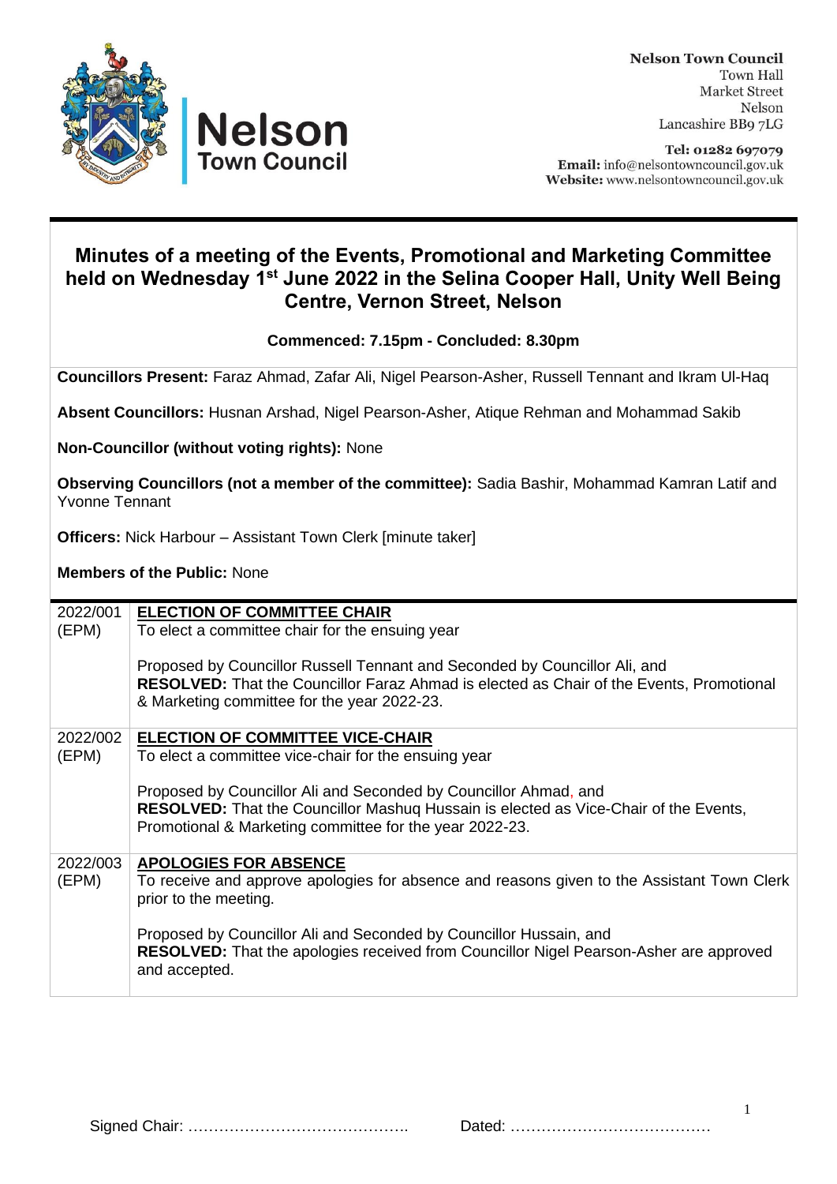**Nelson Town Council**
Town Hall
Market Street
Nelson
Lancashire BB9 7LG

**Tel: 01282 697079**
**Email:** info@nelsontowncouncil.gov.uk
**Website:** www.nelsontowncouncil.gov.uk

# Minutes of a meeting of the Events, Promotional and Marketing Committee held on Wednesday 1st June 2022 in the Selina Cooper Hall, Unity Well Being Centre, Vernon Street, Nelson

**Commenced: 7.15pm - Concluded: 8.30pm**

**Councillors Present:** Faraz Ahmad, Zafar Ali, Nigel Pearson-Asher, Russell Tennant and Ikram Ul-Haq

**Absent Councillors:** Husnan Arshad, Nigel Pearson-Asher, Atique Rehman and Mohammad Sakib

**Non-Councillor (without voting rights):** None

**Observing Councillors (not a member of the committee):** Sadia Bashir, Mohammad Kamran Latif and Yvonne Tennant

**Officers:** Nick Harbour – Assistant Town Clerk [minute taker]

**Members of the Public:** None

| | |
|---|---|
| 2022/001 (EPM) | **ELECTION OF COMMITTEE CHAIR**<br>To elect a committee chair for the ensuing year<br><br>Proposed by Councillor Russell Tennant and Seconded by Councillor Ali, and<br>**RESOLVED:** That the Councillor Faraz Ahmad is elected as Chair of the Events, Promotional & Marketing committee for the year 2022-23. |
| 2022/002 (EPM) | **ELECTION OF COMMITTEE VICE-CHAIR**<br>To elect a committee vice-chair for the ensuing year<br><br>Proposed by Councillor Ali and Seconded by Councillor Ahmad, and<br>**RESOLVED:** That the Councillor Mashuq Hussain is elected as Vice-Chair of the Events, Promotional & Marketing committee for the year 2022-23. |
| 2022/003 (EPM) | **APOLOGIES FOR ABSENCE**<br>To receive and approve apologies for absence and reasons given to the Assistant Town Clerk prior to the meeting.<br><br>Proposed by Councillor Ali and Seconded by Councillor Hussain, and<br>**RESOLVED:** That the apologies received from Councillor Nigel Pearson-Asher are approved and accepted. |

Signed Chair: ……………………………………. Dated: …………………………………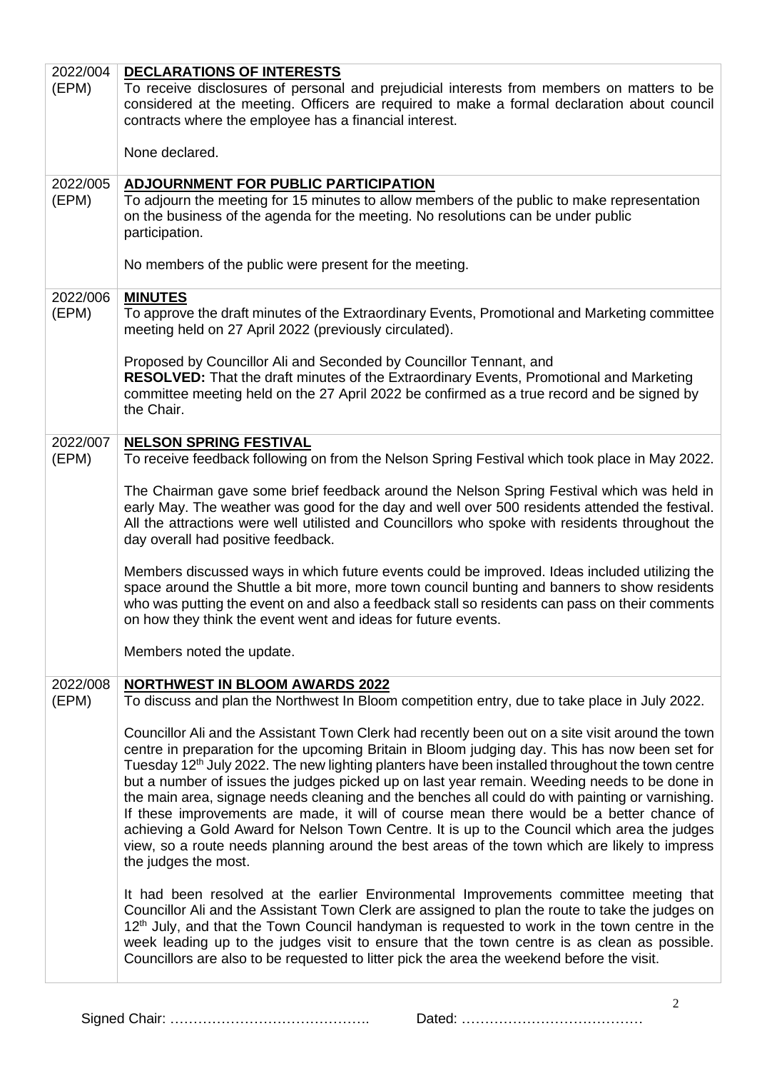| | |
|---|---|
| 2022/004 (EPM) | **DECLARATIONS OF INTERESTS**<br>To receive disclosures of personal and prejudicial interests from members on matters to be considered at the meeting. Officers are required to make a formal declaration about council contracts where the employee has a financial interest.<br><br>None declared. |
| 2022/005 (EPM) | **ADJOURNMENT FOR PUBLIC PARTICIPATION**<br>To adjourn the meeting for 15 minutes to allow members of the public to make representation on the business of the agenda for the meeting. No resolutions can be under public participation.<br><br>No members of the public were present for the meeting. |
| 2022/006 (EPM) | **MINUTES**<br>To approve the draft minutes of the Extraordinary Events, Promotional and Marketing committee meeting held on 27 April 2022 (previously circulated).<br><br>Proposed by Councillor Ali and Seconded by Councillor Tennant, and<br>**RESOLVED:** That the draft minutes of the Extraordinary Events, Promotional and Marketing committee meeting held on the 27 April 2022 be confirmed as a true record and be signed by the Chair. |
| 2022/007 (EPM) | **NELSON SPRING FESTIVAL**<br>To receive feedback following on from the Nelson Spring Festival which took place in May 2022.<br><br>The Chairman gave some brief feedback around the Nelson Spring Festival which was held in early May. The weather was good for the day and well over 500 residents attended the festival. All the attractions were well utilisted and Councillors who spoke with residents throughout the day overall had positive feedback.<br><br>Members discussed ways in which future events could be improved. Ideas included utilizing the space around the Shuttle a bit more, more town council bunting and banners to show residents who was putting the event on and also a feedback stall so residents can pass on their comments on how they think the event went and ideas for future events.<br><br>Members noted the update. |
| 2022/008 (EPM) | **NORTHWEST IN BLOOM AWARDS 2022**<br>To discuss and plan the Northwest In Bloom competition entry, due to take place in July 2022.<br><br>Councillor Ali and the Assistant Town Clerk had recently been out on a site visit around the town centre in preparation for the upcoming Britain in Bloom judging day. This has now been set for Tuesday 12th July 2022. The new lighting planters have been installed throughout the town centre but a number of issues the judges picked up on last year remain. Weeding needs to be done in the main area, signage needs cleaning and the benches all could do with painting or varnishing. If these improvements are made, it will of course mean there would be a better chance of achieving a Gold Award for Nelson Town Centre. It is up to the Council which area the judges view, so a route needs planning around the best areas of the town which are likely to impress the judges the most.<br><br>It had been resolved at the earlier Environmental Improvements committee meeting that Councillor Ali and the Assistant Town Clerk are assigned to plan the route to take the judges on 12th July, and that the Town Council handyman is requested to work in the town centre in the week leading up to the judges visit to ensure that the town centre is as clean as possible. Councillors are also to be requested to litter pick the area the weekend before the visit. |

Signed Chair: ……………………………………. Dated: …………………………………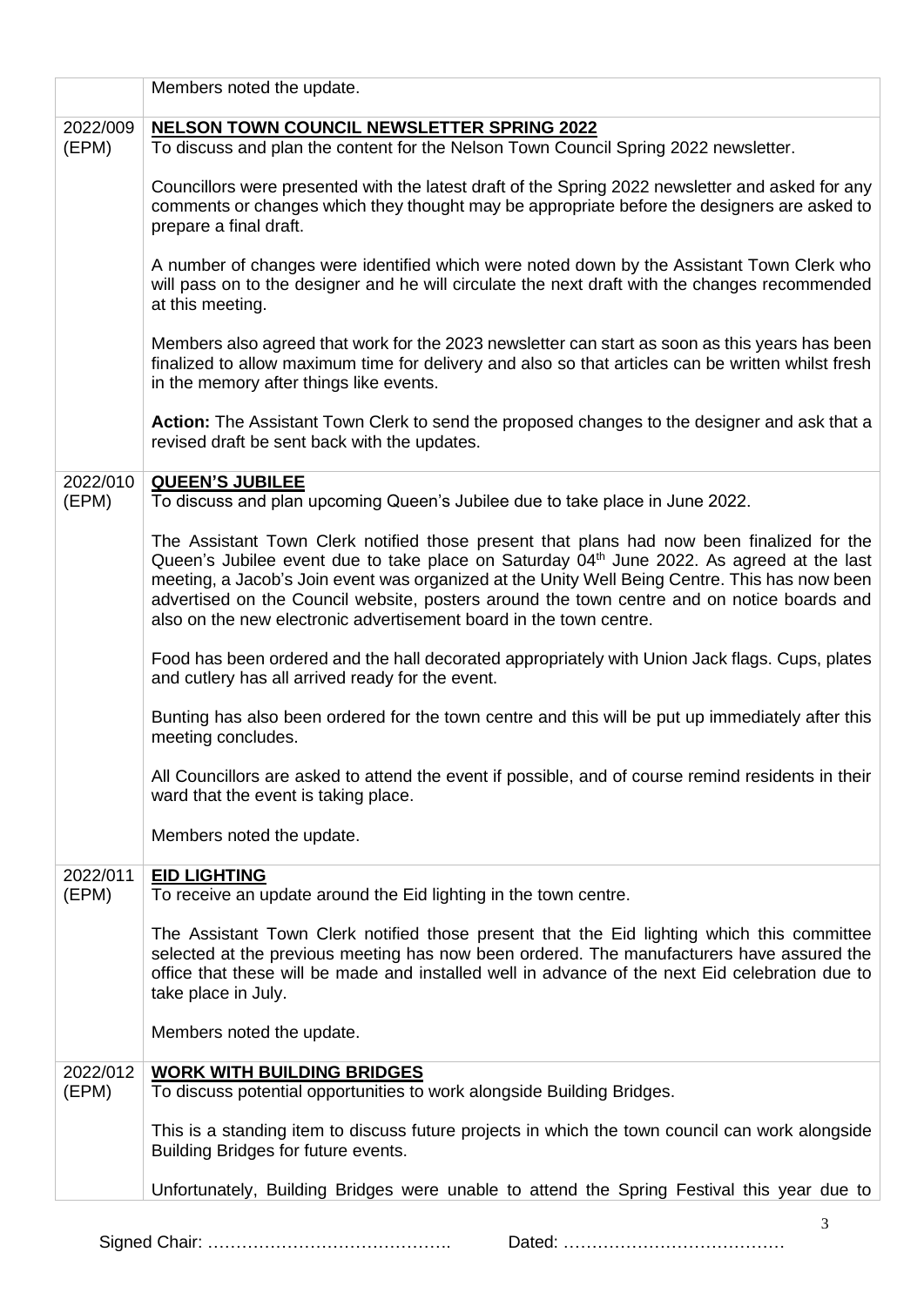| | |
|---|---|
| | Members noted the update. |
| 2022/009 (EPM) | **NELSON TOWN COUNCIL NEWSLETTER SPRING 2022**<br>To discuss and plan the content for the Nelson Town Council Spring 2022 newsletter.<br><br>Councillors were presented with the latest draft of the Spring 2022 newsletter and asked for any comments or changes which they thought may be appropriate before the designers are asked to prepare a final draft.<br><br>A number of changes were identified which were noted down by the Assistant Town Clerk who will pass on to the designer and he will circulate the next draft with the changes recommended at this meeting.<br><br>Members also agreed that work for the 2023 newsletter can start as soon as this years has been finalized to allow maximum time for delivery and also so that articles can be written whilst fresh in the memory after things like events.<br><br>**Action:** The Assistant Town Clerk to send the proposed changes to the designer and ask that a revised draft be sent back with the updates. |
| 2022/010 (EPM) | **QUEEN'S JUBILEE**<br>To discuss and plan upcoming Queen's Jubilee due to take place in June 2022.<br><br>The Assistant Town Clerk notified those present that plans had now been finalized for the Queen's Jubilee event due to take place on Saturday 04th June 2022. As agreed at the last meeting, a Jacob's Join event was organized at the Unity Well Being Centre. This has now been advertised on the Council website, posters around the town centre and on notice boards and also on the new electronic advertisement board in the town centre.<br><br>Food has been ordered and the hall decorated appropriately with Union Jack flags. Cups, plates and cutlery has all arrived ready for the event.<br><br>Bunting has also been ordered for the town centre and this will be put up immediately after this meeting concludes.<br><br>All Councillors are asked to attend the event if possible, and of course remind residents in their ward that the event is taking place.<br><br>Members noted the update. |
| 2022/011 (EPM) | **EID LIGHTING**<br>To receive an update around the Eid lighting in the town centre.<br><br>The Assistant Town Clerk notified those present that the Eid lighting which this committee selected at the previous meeting has now been ordered. The manufacturers have assured the office that these will be made and installed well in advance of the next Eid celebration due to take place in July.<br><br>Members noted the update. |
| 2022/012 (EPM) | **WORK WITH BUILDING BRIDGES**<br>To discuss potential opportunities to work alongside Building Bridges.<br><br>This is a standing item to discuss future projects in which the town council can work alongside Building Bridges for future events.<br><br>Unfortunately, Building Bridges were unable to attend the Spring Festival this year due to |

Signed Chair: ……………………………………. Dated: …………………………………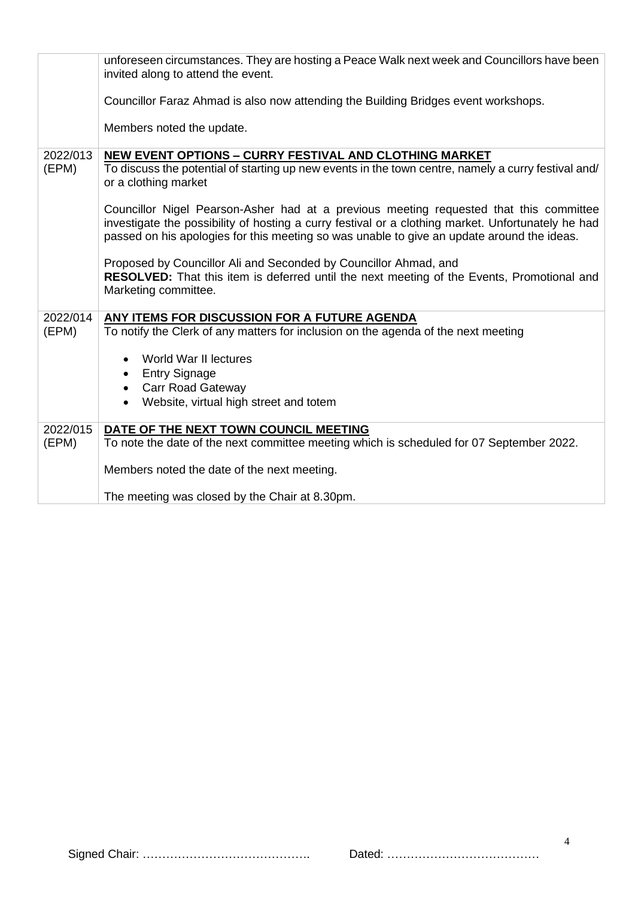| | |
|---|---|
| | unforeseen circumstances. They are hosting a Peace Walk next week and Councillors have been invited along to attend the event.<br><br>Councillor Faraz Ahmad is also now attending the Building Bridges event workshops.<br><br>Members noted the update. |
| 2022/013 (EPM) | **NEW EVENT OPTIONS – CURRY FESTIVAL AND CLOTHING MARKET**<br>To discuss the potential of starting up new events in the town centre, namely a curry festival and/ or a clothing market<br><br>Councillor Nigel Pearson-Asher had at a previous meeting requested that this committee investigate the possibility of hosting a curry festival or a clothing market. Unfortunately he had passed on his apologies for this meeting so was unable to give an update around the ideas.<br><br>Proposed by Councillor Ali and Seconded by Councillor Ahmad, and<br>**RESOLVED:** That this item is deferred until the next meeting of the Events, Promotional and Marketing committee. |
| 2022/014 (EPM) | **ANY ITEMS FOR DISCUSSION FOR A FUTURE AGENDA**<br>To notify the Clerk of any matters for inclusion on the agenda of the next meeting<br><br>• World War II lectures<br>• Entry Signage<br>• Carr Road Gateway<br>• Website, virtual high street and totem |
| 2022/015 (EPM) | **DATE OF THE NEXT TOWN COUNCIL MEETING**<br>To note the date of the next committee meeting which is scheduled for 07 September 2022.<br><br>Members noted the date of the next meeting.<br><br>The meeting was closed by the Chair at 8.30pm. |

Signed Chair: …………………………………….      Dated: …………………………………